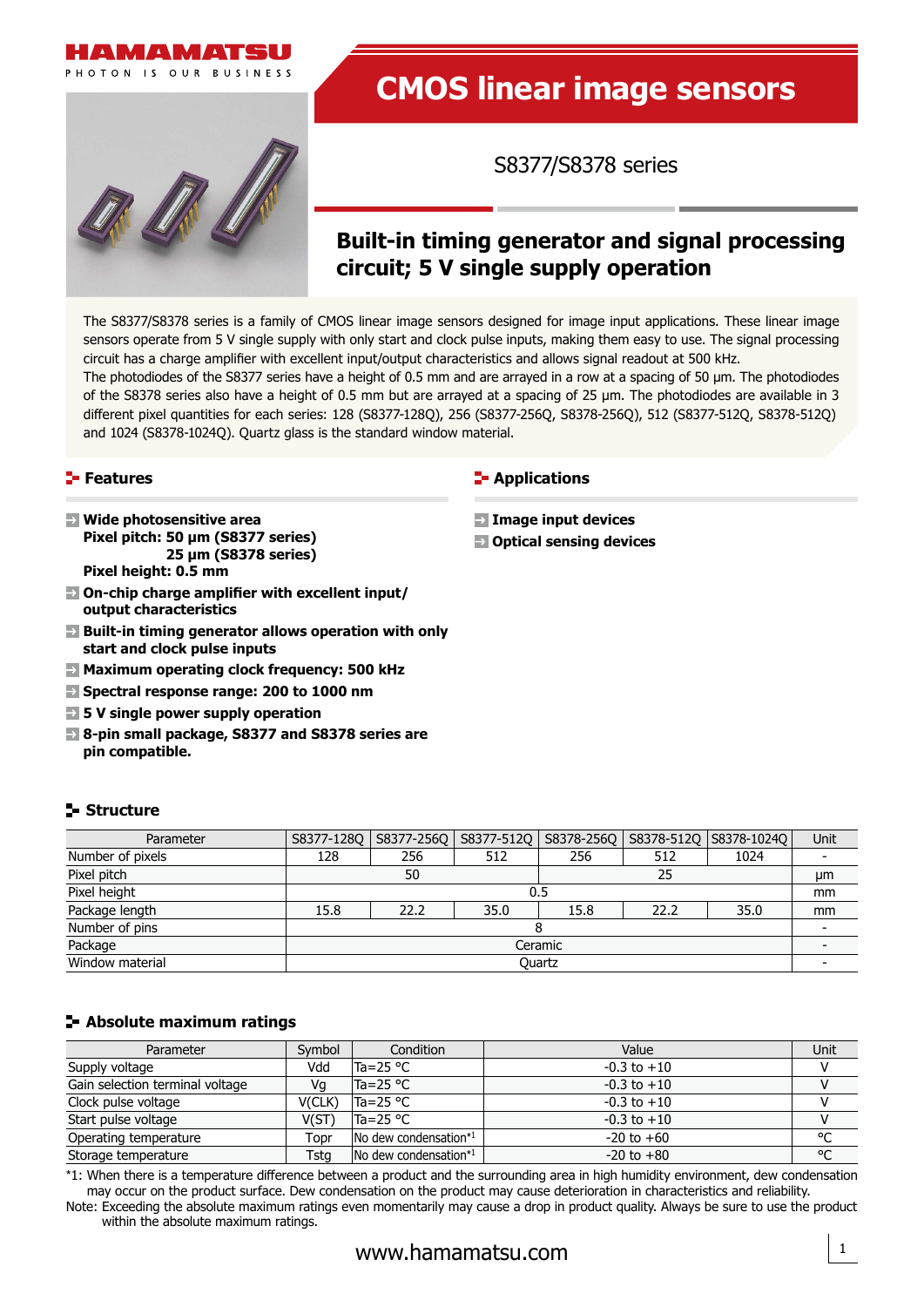# CMOS linear image sensors

## S8377/S8378 series

## Built-in timing generator and signal processing circuit; 5 V single supply operation

The S8377/S8378 series is a family of CMOS linear image sensors designed for image input applications. These linear image sensors operate from 5 V single supply with only start and clock pulse inputs, making them easy to use. The signal processing circuit has a charge amplifier with excellent input/output characteristics and allows signal readout at 500 kHz.
The photodiodes of the S8377 series have a height of 0.5 mm and are arrayed in a row at a spacing of 50 µm. The photodiodes of the S8378 series also have a height of 0.5 mm but are arrayed at a spacing of 25 µm. The photodiodes are available in 3 different pixel quantities for each series: 128 (S8377-128Q), 256 (S8377-256Q, S8378-256Q), 512 (S8377-512Q, S8378-512Q) and 1024 (S8378-1024Q). Quartz glass is the standard window material.

### Features

- **Wide photosensitive area**
  **Pixel pitch: 50 µm (S8377 series)**
  **25 µm (S8378 series)**
  **Pixel height: 0.5 mm**
- **On-chip charge amplifier with excellent input/output characteristics**
- **Built-in timing generator allows operation with only start and clock pulse inputs**
- **Maximum operating clock frequency: 500 kHz**
- **Spectral response range: 200 to 1000 nm**
- **5 V single power supply operation**
- **8-pin small package, S8377 and S8378 series are pin compatible.**

### Applications

- **Image input devices**
- **Optical sensing devices**

### Structure

| Parameter | S8377-128Q | S8377-256Q | S8377-512Q | S8378-256Q | S8378-512Q | S8378-1024Q | Unit |
|---|---|---|---|---|---|---|---|
| Number of pixels | 128 | 256 | 512 | 256 | 512 | 1024 | - |
| Pixel pitch | 50 | | | 25 | | | µm |
| Pixel height | 0.5 | | | | | | mm |
| Package length | 15.8 | 22.2 | 35.0 | 15.8 | 22.2 | 35.0 | mm |
| Number of pins | 8 | | | | | | - |
| Package | Ceramic | | | | | | - |
| Window material | Quartz | | | | | | - |

### Absolute maximum ratings

| Parameter | Symbol | Condition | Value | Unit |
|---|---|---|---|---|
| Supply voltage | Vdd | Ta=25 °C | -0.3 to +10 | V |
| Gain selection terminal voltage | Vg | Ta=25 °C | -0.3 to +10 | V |
| Clock pulse voltage | V(CLK) | Ta=25 °C | -0.3 to +10 | V |
| Start pulse voltage | V(ST) | Ta=25 °C | -0.3 to +10 | V |
| Operating temperature | Topr | No dew condensation*1 | -20 to +60 | °C |
| Storage temperature | Tstg | No dew condensation*1 | -20 to +80 | °C |

*1: When there is a temperature difference between a product and the surrounding area in high humidity environment, dew condensation may occur on the product surface. Dew condensation on the product may cause deterioration in characteristics and reliability.
Note: Exceeding the absolute maximum ratings even momentarily may cause a drop in product quality. Always be sure to use the product within the absolute maximum ratings.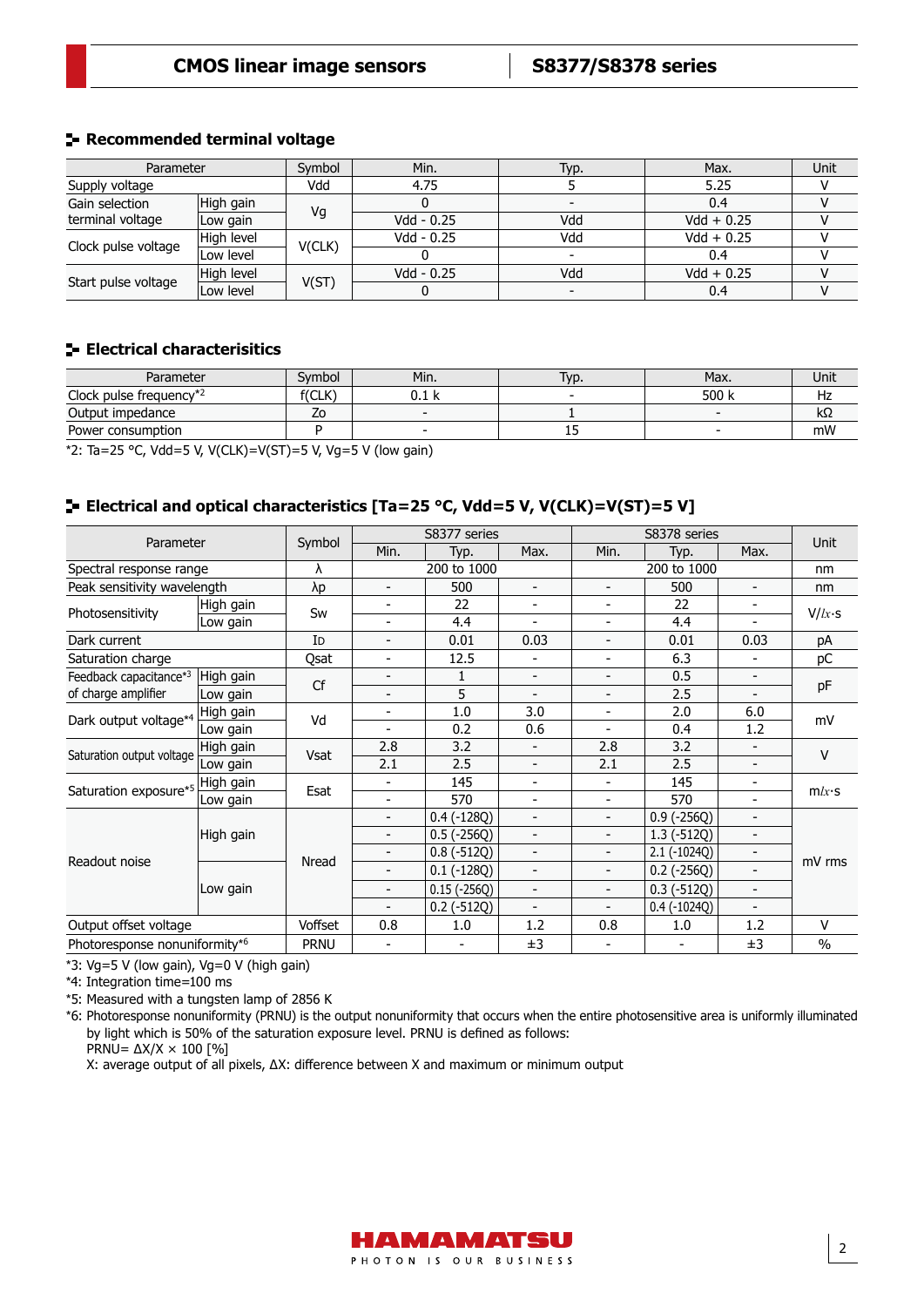## Recommended terminal voltage

| Parameter | | Symbol | Min. | Typ. | Max. | Unit |
|---|---|---|---|---|---|---|
| Supply voltage | | Vdd | 4.75 | 5 | 5.25 | V |
| Gain selection terminal voltage | High gain | Vg | 0 | - | 0.4 | V |
| | Low gain | | Vdd - 0.25 | Vdd | Vdd + 0.25 | V |
| Clock pulse voltage | High level | V(CLK) | Vdd - 0.25 | Vdd | Vdd + 0.25 | V |
| | Low level | | 0 | - | 0.4 | V |
| Start pulse voltage | High level | V(ST) | Vdd - 0.25 | Vdd | Vdd + 0.25 | V |
| | Low level | | 0 | - | 0.4 | V |

## Electrical characterisitics

| Parameter | Symbol | Min. | Typ. | Max. | Unit |
|---|---|---|---|---|---|
| Clock pulse frequency*2 | f(CLK) | 0.1 k | - | 500 k | Hz |
| Output impedance | Zo | - | 1 | - | kΩ |
| Power consumption | P | - | 15 | - | mW |

*2: Ta=25 °C, Vdd=5 V, V(CLK)=V(ST)=5 V, Vg=5 V (low gain)

## Electrical and optical characteristics [Ta=25 °C, Vdd=5 V, V(CLK)=V(ST)=5 V]

| Parameter | | Symbol | S8377 series | | | S8378 series | | | Unit |
|---|---|---|---|---|---|---|---|---|---|
| | | | Min. | Typ. | Max. | Min. | Typ. | Max. | |
| Spectral response range | | λ | | 200 to 1000 | | | 200 to 1000 | | nm |
| Peak sensitivity wavelength | | λp | - | 500 | - | - | 500 | - | nm |
| Photosensitivity | High gain | Sw | - | 22 | - | - | 22 | - | V/lx·s |
| | Low gain | | - | 4.4 | - | - | 4.4 | - | V/lx·s |
| Dark current | | ID | - | 0.01 | 0.03 | - | 0.01 | 0.03 | pA |
| Saturation charge | | Qsat | - | 12.5 | - | - | 6.3 | - | pC |
| Feedback capacitance*3 of charge amplifier | High gain | Cf | - | 1 | - | - | 0.5 | - | pF |
| | Low gain | | - | 5 | - | - | 2.5 | - | pF |
| Dark output voltage*4 | High gain | Vd | - | 1.0 | 3.0 | - | 2.0 | 6.0 | mV |
| | Low gain | | - | 0.2 | 0.6 | - | 0.4 | 1.2 | mV |
| Saturation output voltage | High gain | Vsat | 2.8 | 3.2 | - | 2.8 | 3.2 | - | V |
| | Low gain | | 2.1 | 2.5 | - | 2.1 | 2.5 | - | V |
| Saturation exposure*5 | High gain | Esat | - | 145 | - | - | 145 | - | mlx·s |
| | Low gain | | - | 570 | - | - | 570 | - | mlx·s |
| Readout noise | High gain | Nread | - | 0.4 (-128Q) | - | - | 0.9 (-256Q) | - | mV rms |
| | | | - | 0.5 (-256Q) | - | - | 1.3 (-512Q) | - | |
| | | | - | 0.8 (-512Q) | - | - | 2.1 (-1024Q) | - | |
| | Low gain | | - | 0.1 (-128Q) | - | - | 0.2 (-256Q) | - | |
| | | | - | 0.15 (-256Q) | - | - | 0.3 (-512Q) | - | |
| | | | - | 0.2 (-512Q) | - | - | 0.4 (-1024Q) | - | |
| Output offset voltage | | Voffset | 0.8 | 1.0 | 1.2 | 0.8 | 1.0 | 1.2 | V |
| Photoresponse nonuniformity*6 | | PRNU | - | - | ±3 | - | - | ±3 | % |

*3: Vg=5 V (low gain), Vg=0 V (high gain)

*4: Integration time=100 ms

*5: Measured with a tungsten lamp of 2856 K

*6: Photoresponse nonuniformity (PRNU) is the output nonuniformity that occurs when the entire photosensitive area is uniformly illuminated by light which is 50% of the saturation exposure level. PRNU is defined as follows:

PRNU= ΔX/X × 100 [%]

X: average output of all pixels, ΔX: difference between X and maximum or minimum output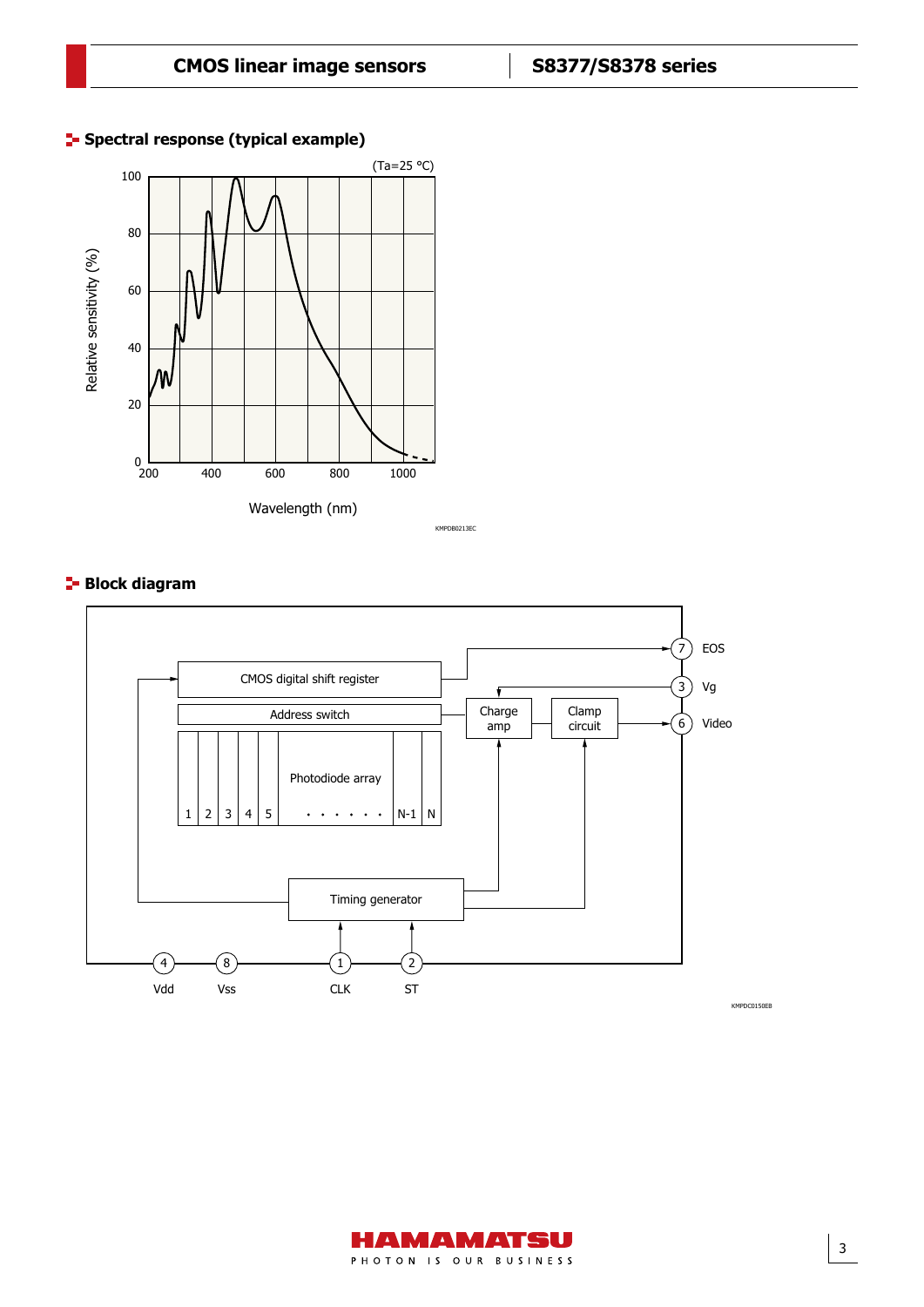## Spectral response (typical example)

(Ta=25 °C)

Relative sensitivity (%)

Wavelength (nm)

KMPDB0213EC

## Block diagram

CMOS digital shift register

Address switch

Photodiode array

1 2 3 4 5 . . . . . . . N-1 N

Charge amp

Clamp circuit

Timing generator

7 EOS

3 Vg

6 Video

4 Vdd

8 Vss

1 CLK

2 ST

KMPDC0150EB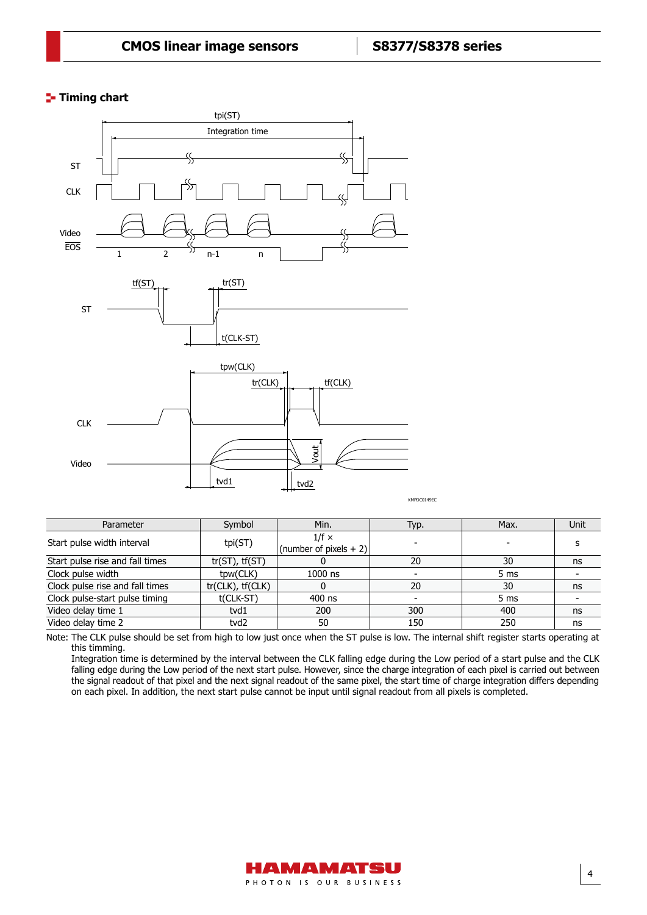## Timing chart

| Parameter | Symbol | Min. | Typ. | Max. | Unit |
|---|---|---|---|---|---|
| Start pulse width interval | tpi(ST) | 1/f × (number of pixels + 2) | - | - | s |
| Start pulse rise and fall times | tr(ST), tf(ST) | 0 | 20 | 30 | ns |
| Clock pulse width | tpw(CLK) | 1000 ns | - | 5 ms | - |
| Clock pulse rise and fall times | tr(CLK), tf(CLK) | 0 | 20 | 30 | ns |
| Clock pulse-start pulse timing | t(CLK-ST) | 400 ns | - | 5 ms | - |
| Video delay time 1 | tvd1 | 200 | 300 | 400 | ns |
| Video delay time 2 | tvd2 | 50 | 150 | 250 | ns |

Note: The CLK pulse should be set from high to low just once when the ST pulse is low. The internal shift register starts operating at this timming.

Integration time is determined by the interval between the CLK falling edge during the Low period of a start pulse and the CLK falling edge during the Low period of the next start pulse. However, since the charge integration of each pixel is carried out between the signal readout of that pixel and the next signal readout of the same pixel, the start time of charge integration differs depending on each pixel. In addition, the next start pulse cannot be input until signal readout from all pixels is completed.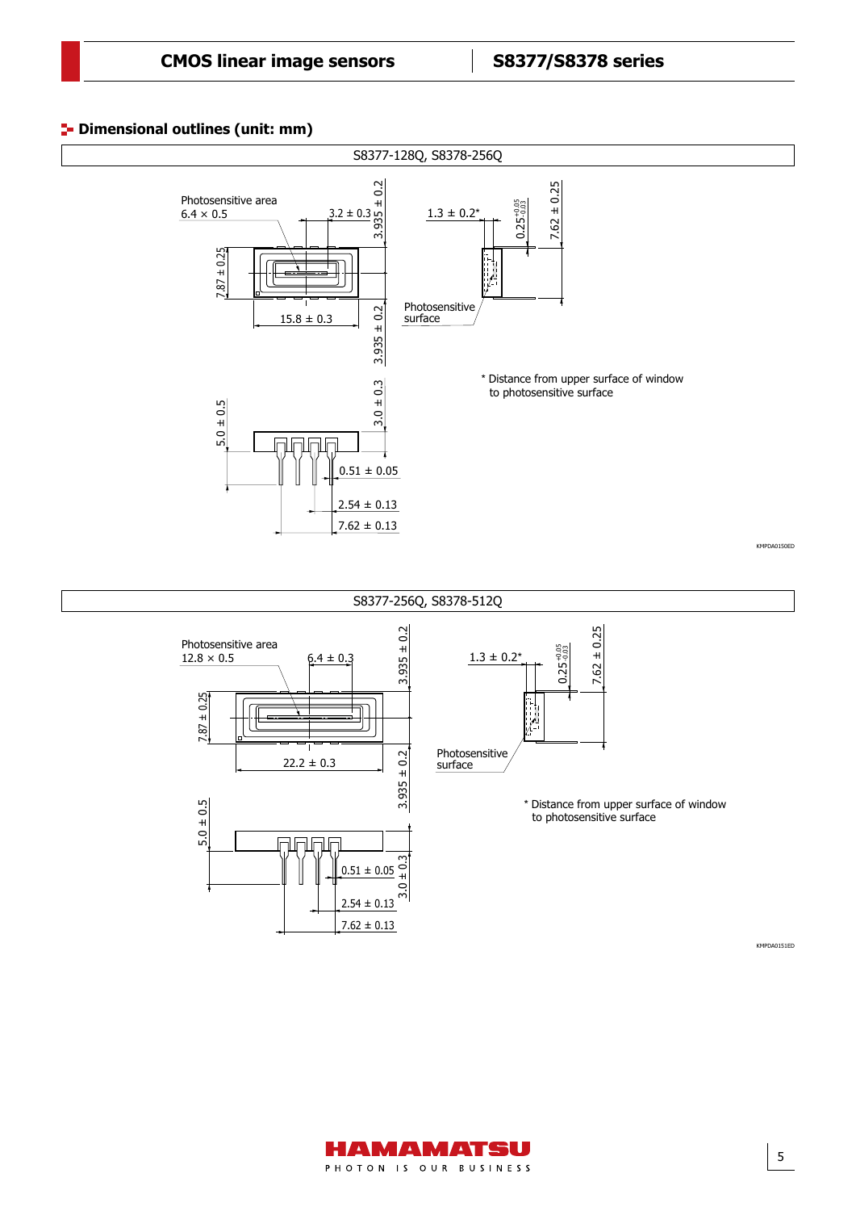## Dimensional outlines (unit: mm)

S8377-128Q, S8378-256Q

Photosensitive area
6.4 × 0.5

3.2 ± 0.3

3.935 ± 0.2

7.87 ± 0.25

15.8 ± 0.3

3.935 ± 0.2

1.3 ± 0.2*

$0.25^{+0.05}_{-0.03}$

7.62 ± 0.25

Photosensitive surface

* Distance from upper surface of window to photosensitive surface

5.0 ± 0.5

3.0 ± 0.3

0.51 ± 0.05

2.54 ± 0.13

7.62 ± 0.13

KMPDA0150ED

S8377-256Q, S8378-512Q

Photosensitive area
12.8 × 0.5

6.4 ± 0.3

3.935 ± 0.2

7.87 ± 0.25

22.2 ± 0.3

3.935 ± 0.2

1.3 ± 0.2*

$0.25^{+0.05}_{-0.03}$

7.62 ± 0.25

Photosensitive surface

* Distance from upper surface of window to photosensitive surface

5.0 ± 0.5

0.51 ± 0.05

3.0 ± 0.3

2.54 ± 0.13

7.62 ± 0.13

KMPDA0151ED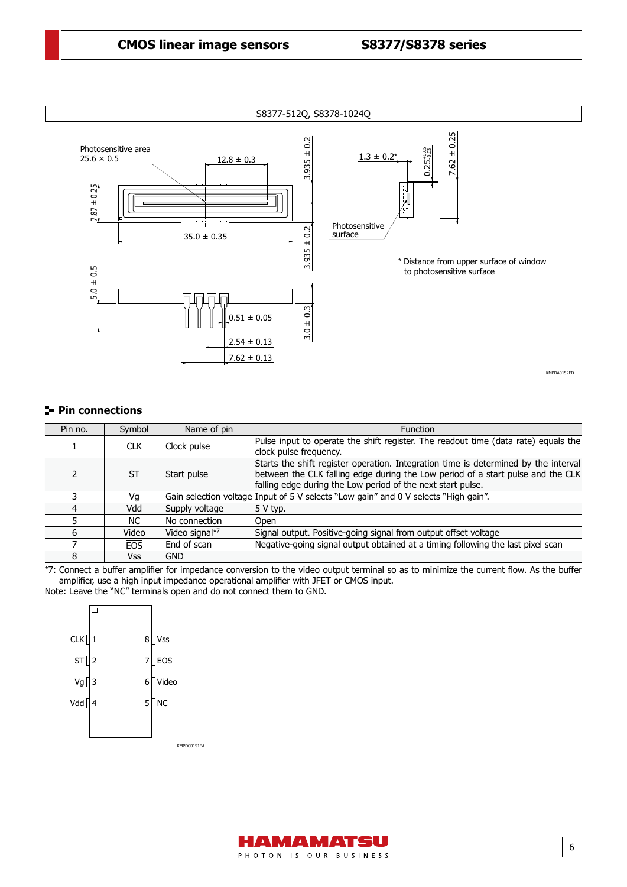S8377-512Q, S8378-1024Q

Photosensitive area 25.6 × 0.5

12.8 ± 0.3

3.935 ± 0.2

7.87 ± 0.25

35.0 ± 0.35

3.935 ± 0.2

1.3 ± 0.2*

$0.25^{+0.05}_{-0.03}$

7.62 ± 0.25

Photosensitive surface

\* Distance from upper surface of window to photosensitive surface

5.0 ± 0.5

0.51 ± 0.05

3.0 ± 0.3

2.54 ± 0.13

7.62 ± 0.13

KMPDA0152ED

## Pin connections

| Pin no. | Symbol | Name of pin | Function |
|---|---|---|---|
| 1 | CLK | Clock pulse | Pulse input to operate the shift register. The readout time (data rate) equals the clock pulse frequency. |
| 2 | ST | Start pulse | Starts the shift register operation. Integration time is determined by the interval between the CLK falling edge during the Low period of a start pulse and the CLK falling edge during the Low period of the next start pulse. |
| 3 | Vg | Gain selection voltage | Input of 5 V selects "Low gain" and 0 V selects "High gain". |
| 4 | Vdd | Supply voltage | 5 V typ. |
| 5 | NC | No connection | Open |
| 6 | Video | Video signal*7 | Signal output. Positive-going signal from output offset voltage |
| 7 | $\overline{EOS}$ | End of scan | Negative-going signal output obtained at a timing following the last pixel scan |
| 8 | Vss | GND | |

*7: Connect a buffer amplifier for impedance conversion to the video output terminal so as to minimize the current flow. As the buffer amplifier, use a high input impedance operational amplifier with JFET or CMOS input.

Note: Leave the "NC" terminals open and do not connect them to GND.

CLK 1 — 8 Vss

ST 2 — 7 $\overline{EOS}$

Vg 3 — 6 Video

Vdd 4 — 5 NC

KMPDC0151EA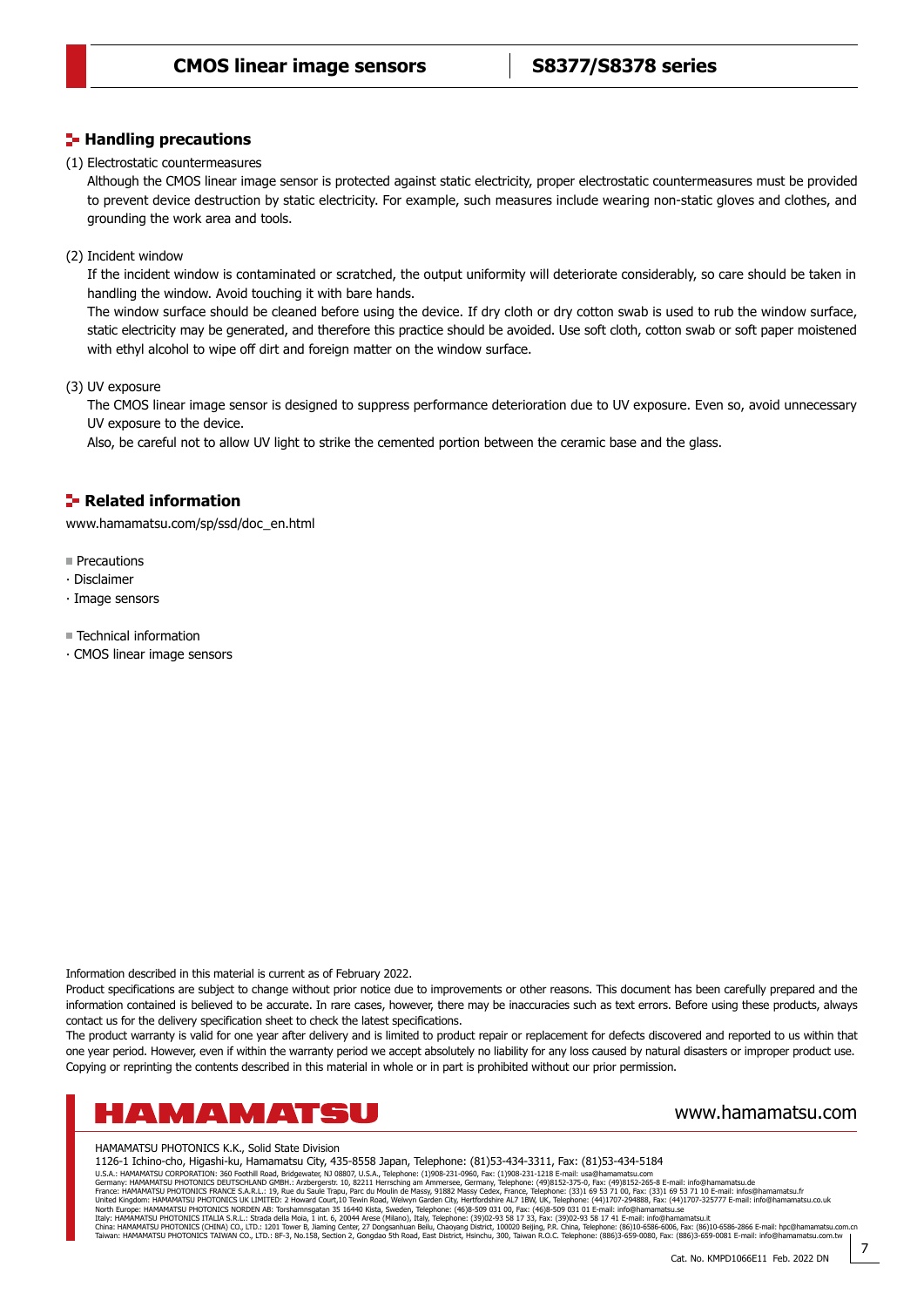## Handling precautions

(1) Electrostatic countermeasures

Although the CMOS linear image sensor is protected against static electricity, proper electrostatic countermeasures must be provided to prevent device destruction by static electricity. For example, such measures include wearing non-static gloves and clothes, and grounding the work area and tools.

(2) Incident window

If the incident window is contaminated or scratched, the output uniformity will deteriorate considerably, so care should be taken in handling the window. Avoid touching it with bare hands.

The window surface should be cleaned before using the device. If dry cloth or dry cotton swab is used to rub the window surface, static electricity may be generated, and therefore this practice should be avoided. Use soft cloth, cotton swab or soft paper moistened with ethyl alcohol to wipe off dirt and foreign matter on the window surface.

(3) UV exposure

The CMOS linear image sensor is designed to suppress performance deterioration due to UV exposure. Even so, avoid unnecessary UV exposure to the device.

Also, be careful not to allow UV light to strike the cemented portion between the ceramic base and the glass.

## Related information

www.hamamatsu.com/sp/ssd/doc_en.html

■ Precautions
· Disclaimer
· Image sensors

■ Technical information
· CMOS linear image sensors

Information described in this material is current as of February 2022.

Product specifications are subject to change without prior notice due to improvements or other reasons. This document has been carefully prepared and the information contained is believed to be accurate. In rare cases, however, there may be inaccuracies such as text errors. Before using these products, always contact us for the delivery specification sheet to check the latest specifications.

The product warranty is valid for one year after delivery and is limited to product repair or replacement for defects discovered and reported to us within that one year period. However, even if within the warranty period we accept absolutely no liability for any loss caused by natural disasters or improper product use.

Copying or reprinting the contents described in this material in whole or in part is prohibited without our prior permission.

HAMAMATSU

www.hamamatsu.com

HAMAMATSU PHOTONICS K.K., Solid State Division
1126-1 Ichino-cho, Higashi-ku, Hamamatsu City, 435-8558 Japan, Telephone: (81)53-434-3311, Fax: (81)53-434-5184
U.S.A.: HAMAMATSU CORPORATION: 360 Foothill Road, Bridgewater, NJ 08807, U.S.A., Telephone: (1)908-231-0960, Fax: (1)908-231-1218 E-mail: usa@hamamatsu.com
Germany: HAMAMATSU PHOTONICS DEUTSCHLAND GMBH.: Arzbergerstr. 10, 82211 Herrsching am Ammersee, Germany, Telephone: (49)8152-375-0, Fax: (49)8152-265-8 E-mail: info@hamamatsu.de
France: HAMAMATSU PHOTONICS FRANCE S.A.R.L.: 19, Rue du Saule Trapu, Parc du Moulin de Massy, 91882 Massy Cedex, France, Telephone: (33)1 69 53 71 00, Fax: (33)1 69 53 71 10 E-mail: infos@hamamatsu.fr
United Kingdom: HAMAMATSU PHOTONICS UK LIMITED: 2 Howard Court,10 Tewin Road, Welwyn Garden City, Hertfordshire AL7 1BW, UK, Telephone: (44)1707-294888, Fax: (44)1707-325777 E-mail: info@hamamatsu.co.uk
North Europe: HAMAMATSU PHOTONICS NORDEN AB: Torshamnsgatan 35 16440 Kista, Sweden, Telephone: (46)8-509 031 00, Fax: (46)8-509 031 01 E-mail: info@hamamatsu.se
Italy: HAMAMATSU PHOTONICS ITALIA S.R.L.: Strada della Moia, 1 int. 6, 20044 Arese (Milano), Italy, Telephone: (39)02-93 58 17 33, Fax: (39)02-93 58 17 41 E-mail: info@hamamatsu.it
China: HAMAMATSU PHOTONICS (CHINA) CO., LTD.: 1201 Tower B, Jiaming Center, 27 Dongsanhuan Beilu, Chaoyang District, 100020 Beijing, P.R. China, Telephone: (86)10-6586-6006, Fax: (86)10-6586-2866 E-mail: hpc@hamamatsu.com.cn
Taiwan: HAMAMATSU PHOTONICS TAIWAN CO., LTD.: 8F-3, No.158, Section 2, Gongdao 5th Road, East District, Hsinchu, 300, Taiwan R.O.C. Telephone: (886)3-659-0080, Fax: (886)3-659-0081 E-mail: info@hamamatsu.com.tw

Cat. No. KMPD1066E11 Feb. 2022 DN